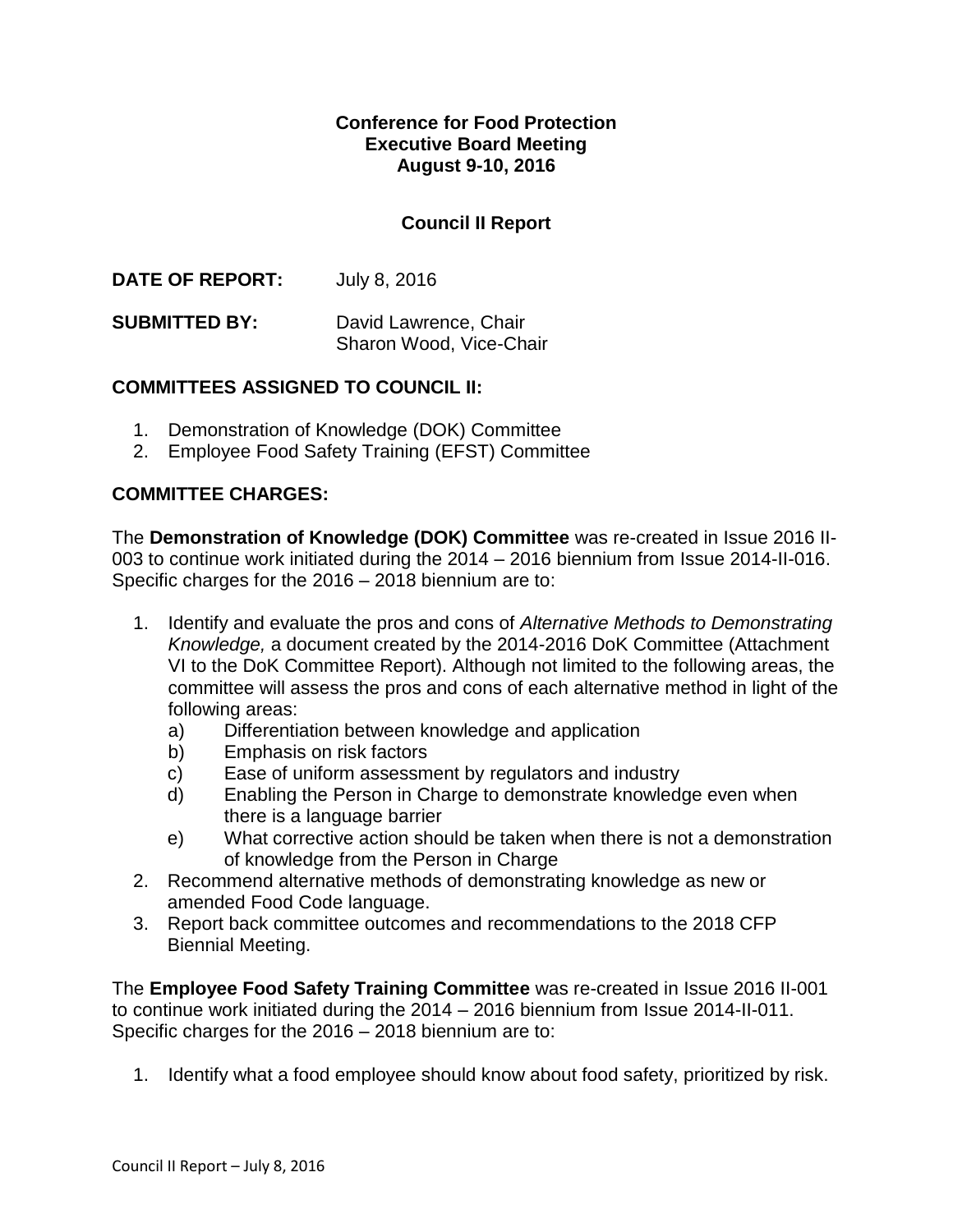**Conference for Food Protection**
**Executive Board Meeting**
**August 9-10, 2016**

## Council II Report

**DATE OF REPORT:** July 8, 2016

**SUBMITTED BY:** David Lawrence, Chair
Sharon Wood, Vice-Chair

### COMMITTEES ASSIGNED TO COUNCIL II:

1. Demonstration of Knowledge (DOK) Committee
2. Employee Food Safety Training (EFST) Committee

### COMMITTEE CHARGES:

The **Demonstration of Knowledge (DOK) Committee** was re-created in Issue 2016 II-003 to continue work initiated during the 2014 – 2016 biennium from Issue 2014-II-016. Specific charges for the 2016 – 2018 biennium are to:

1. Identify and evaluate the pros and cons of *Alternative Methods to Demonstrating Knowledge,* a document created by the 2014-2016 DoK Committee (Attachment VI to the DoK Committee Report). Although not limited to the following areas, the committee will assess the pros and cons of each alternative method in light of the following areas:
   a) Differentiation between knowledge and application
   b) Emphasis on risk factors
   c) Ease of uniform assessment by regulators and industry
   d) Enabling the Person in Charge to demonstrate knowledge even when there is a language barrier
   e) What corrective action should be taken when there is not a demonstration of knowledge from the Person in Charge
2. Recommend alternative methods of demonstrating knowledge as new or amended Food Code language.
3. Report back committee outcomes and recommendations to the 2018 CFP Biennial Meeting.

The **Employee Food Safety Training Committee** was re-created in Issue 2016 II-001 to continue work initiated during the 2014 – 2016 biennium from Issue 2014-II-011. Specific charges for the 2016 – 2018 biennium are to:

1. Identify what a food employee should know about food safety, prioritized by risk.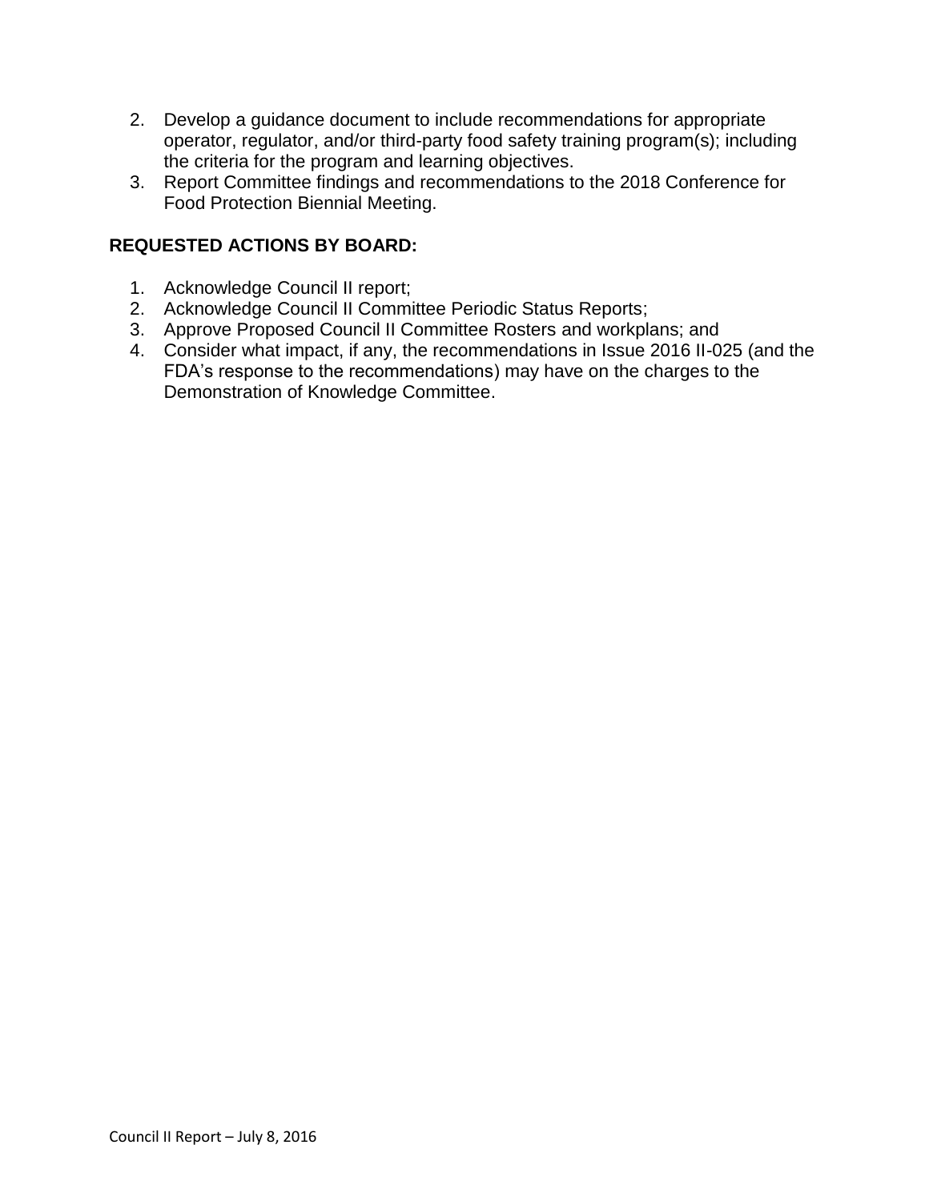2. Develop a guidance document to include recommendations for appropriate operator, regulator, and/or third-party food safety training program(s); including the criteria for the program and learning objectives.
3. Report Committee findings and recommendations to the 2018 Conference for Food Protection Biennial Meeting.

## REQUESTED ACTIONS BY BOARD:

1. Acknowledge Council II report;
2. Acknowledge Council II Committee Periodic Status Reports;
3. Approve Proposed Council II Committee Rosters and workplans; and
4. Consider what impact, if any, the recommendations in Issue 2016 II-025 (and the FDA's response to the recommendations) may have on the charges to the Demonstration of Knowledge Committee.